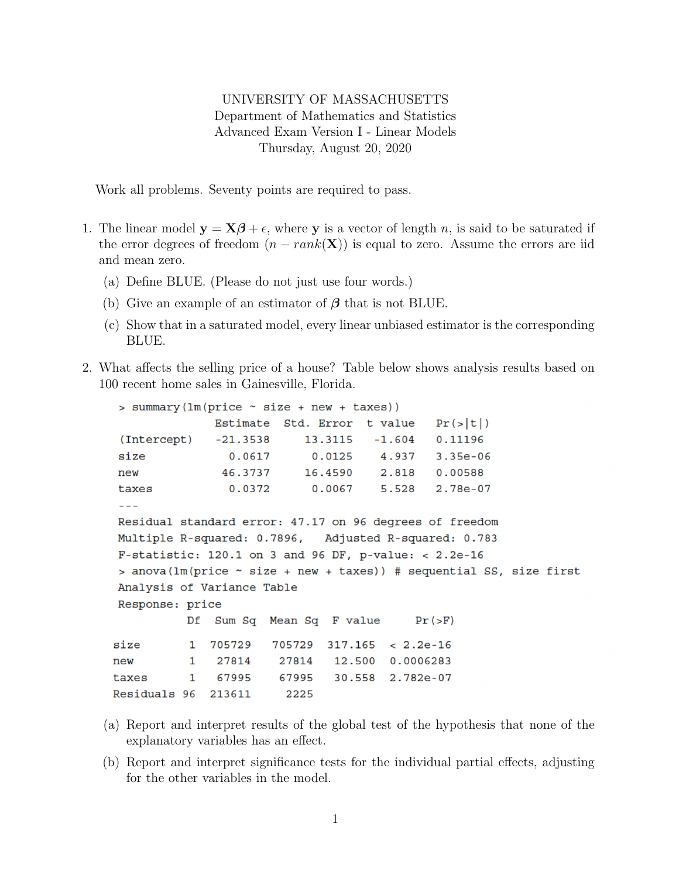UNIVERSITY OF MASSACHUSETTS
Department of Mathematics and Statistics
Advanced Exam Version I - Linear Models
Thursday, August 20, 2020

Work all problems. Seventy points are required to pass.

1. The linear model $\mathbf{y} = \mathbf{X}\boldsymbol{\beta} + \epsilon$, where $\mathbf{y}$ is a vector of length $n$, is said to be saturated if the error degrees of freedom ($n - rank(\mathbf{X})$) is equal to zero. Assume the errors are iid and mean zero.

   (a) Define BLUE. (Please do not just use four words.)

   (b) Give an example of an estimator of $\boldsymbol{\beta}$ that is not BLUE.

   (c) Show that in a saturated model, every linear unbiased estimator is the corresponding BLUE.

2. What affects the selling price of a house? Table below shows analysis results based on 100 recent home sales in Gainesville, Florida.

```
> summary(lm(price ~ size + new + taxes))
              Estimate  Std. Error  t value   Pr(>|t|)
(Intercept)   -21.3538    13.3115   -1.604    0.11196
size            0.0617     0.0125    4.937    3.35e-06
new            46.3737    16.4590    2.818    0.00588
taxes           0.0372     0.0067    5.528    2.78e-07
---
Residual standard error: 47.17 on 96 degrees of freedom
Multiple R-squared: 0.7896,   Adjusted R-squared: 0.783
F-statistic: 120.1 on 3 and 96 DF, p-value: < 2.2e-16
> anova(lm(price ~ size + new + taxes)) # sequential SS, size first
Analysis of Variance Table
Response: price
           Df   Sum Sq  Mean Sq  F value     Pr(>F)
size        1   705729   705729  317.165  < 2.2e-16
new         1    27814    27814   12.500  0.0006283
taxes       1    67995    67995   30.558  2.782e-07
Residuals  96   213611     2225
```

   (a) Report and interpret results of the global test of the hypothesis that none of the explanatory variables has an effect.

   (b) Report and interpret significance tests for the individual partial effects, adjusting for the other variables in the model.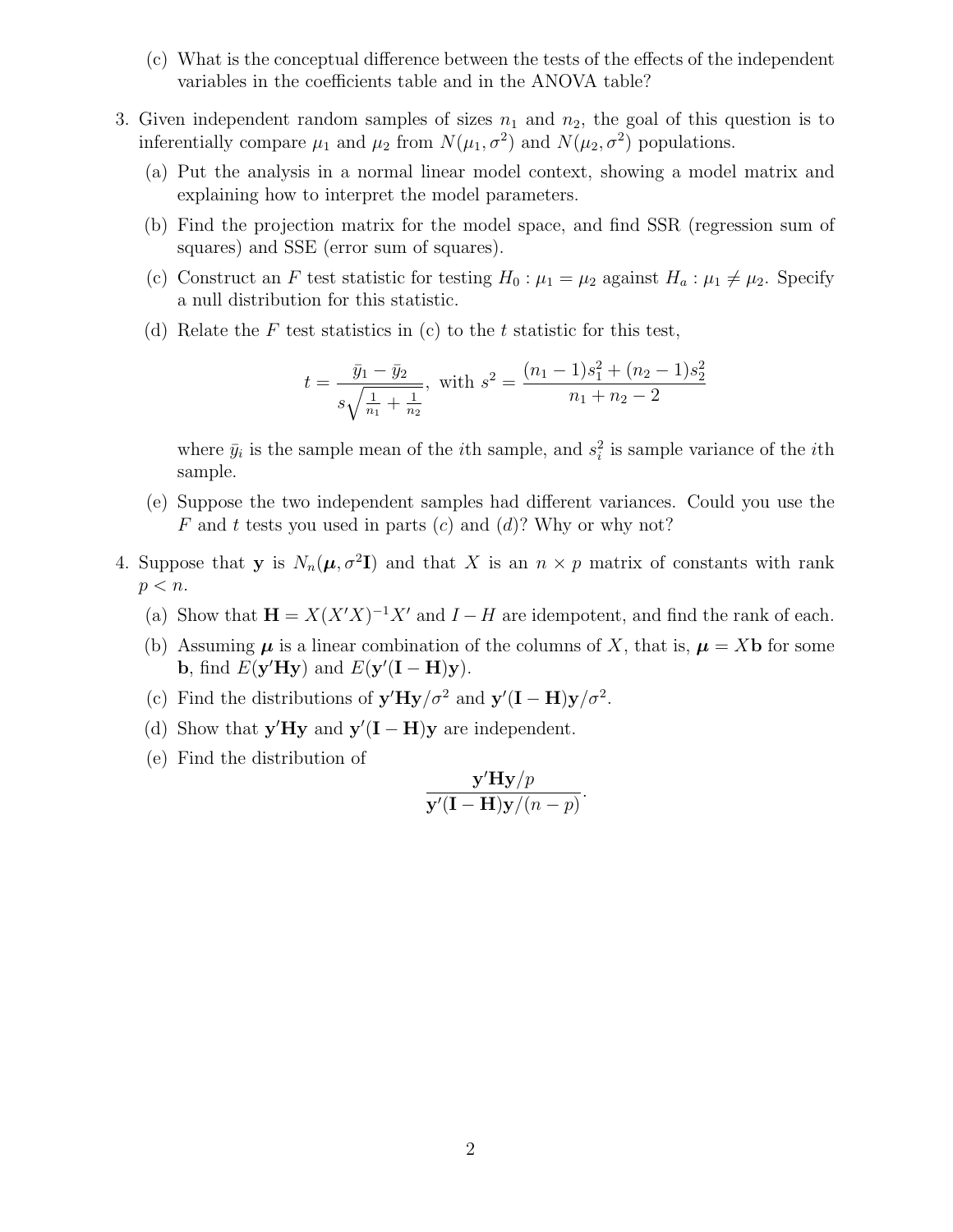(c) What is the conceptual difference between the tests of the effects of the independent variables in the coefficients table and in the ANOVA table?

3. Given independent random samples of sizes $n_1$ and $n_2$, the goal of this question is to inferentially compare $\mu_1$ and $\mu_2$ from $N(\mu_1, \sigma^2)$ and $N(\mu_2, \sigma^2)$ populations.

   (a) Put the analysis in a normal linear model context, showing a model matrix and explaining how to interpret the model parameters.

   (b) Find the projection matrix for the model space, and find SSR (regression sum of squares) and SSE (error sum of squares).

   (c) Construct an $F$ test statistic for testing $H_0 : \mu_1 = \mu_2$ against $H_a : \mu_1 \neq \mu_2$. Specify a null distribution for this statistic.

   (d) Relate the $F$ test statistics in (c) to the $t$ statistic for this test,

   $$t = \frac{\bar{y}_1 - \bar{y}_2}{s\sqrt{\frac{1}{n_1} + \frac{1}{n_2}}}, \text{ with } s^2 = \frac{(n_1 - 1)s_1^2 + (n_2 - 1)s_2^2}{n_1 + n_2 - 2}$$

   where $\bar{y}_i$ is the sample mean of the $i$th sample, and $s_i^2$ is sample variance of the $i$th sample.

   (e) Suppose the two independent samples had different variances. Could you use the $F$ and $t$ tests you used in parts $(c)$ and $(d)$? Why or why not?

4. Suppose that $\mathbf{y}$ is $N_n(\boldsymbol{\mu}, \sigma^2\mathbf{I})$ and that $X$ is an $n \times p$ matrix of constants with rank $p < n$.

   (a) Show that $\mathbf{H} = X(X'X)^{-1}X'$ and $I - H$ are idempotent, and find the rank of each.

   (b) Assuming $\boldsymbol{\mu}$ is a linear combination of the columns of $X$, that is, $\boldsymbol{\mu} = X\mathbf{b}$ for some $\mathbf{b}$, find $E(\mathbf{y}'\mathbf{H}\mathbf{y})$ and $E(\mathbf{y}'(\mathbf{I} - \mathbf{H})\mathbf{y})$.

   (c) Find the distributions of $\mathbf{y}'\mathbf{H}\mathbf{y}/\sigma^2$ and $\mathbf{y}'(\mathbf{I} - \mathbf{H})\mathbf{y}/\sigma^2$.

   (d) Show that $\mathbf{y}'\mathbf{H}\mathbf{y}$ and $\mathbf{y}'(\mathbf{I} - \mathbf{H})\mathbf{y}$ are independent.

   (e) Find the distribution of

   $$\frac{\mathbf{y}'\mathbf{H}\mathbf{y}/p}{\mathbf{y}'(\mathbf{I} - \mathbf{H})\mathbf{y}/(n - p)}.$$